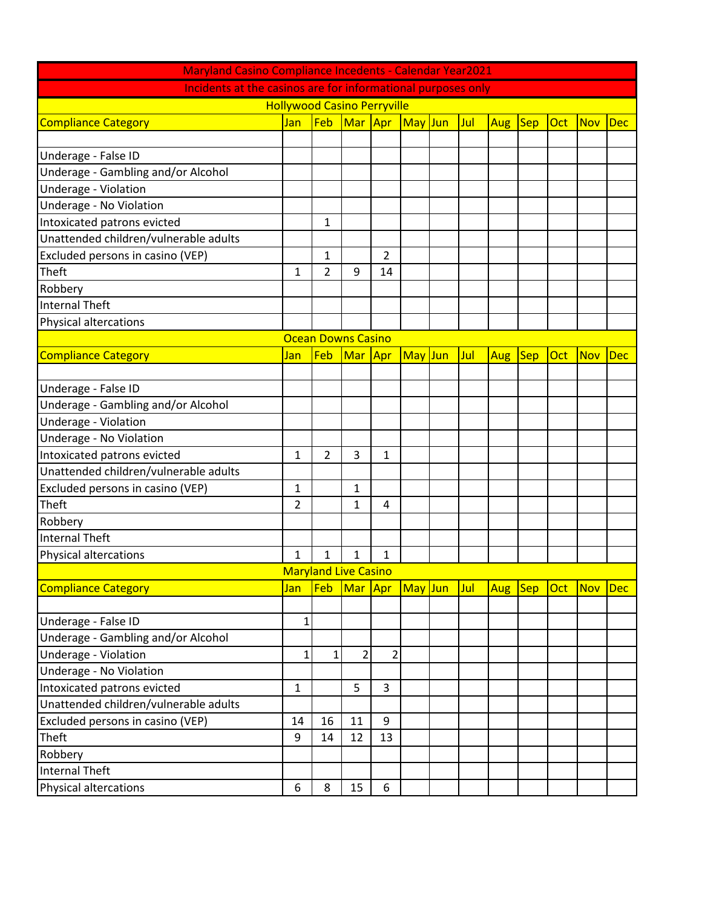# Maryland Casino Compliance Incedents - Calendar Year2021

Incidents at the casinos are for informational purposes only

## Hollywood Casino Perryville

| Compliance Category | Jan | Feb | Mar | Apr | May | Jun | Jul | Aug | Sep | Oct | Nov | Dec |
|---|---|---|---|---|---|---|---|---|---|---|---|---|
| | | | | | | | | | | | | |
| Underage - False ID | | | | | | | | | | | | |
| Underage - Gambling and/or Alcohol | | | | | | | | | | | | |
| Underage - Violation | | | | | | | | | | | | |
| Underage - No Violation | | | | | | | | | | | | |
| Intoxicated patrons evicted | | 1 | | | | | | | | | | |
| Unattended children/vulnerable adults | | | | | | | | | | | | |
| Excluded persons in casino (VEP) | | 1 | | 2 | | | | | | | | |
| Theft | 1 | 2 | 9 | 14 | | | | | | | | |
| Robbery | | | | | | | | | | | | |
| Internal Theft | | | | | | | | | | | | |
| Physical altercations | | | | | | | | | | | | |

## Ocean Downs Casino

| Compliance Category | Jan | Feb | Mar | Apr | May | Jun | Jul | Aug | Sep | Oct | Nov | Dec |
|---|---|---|---|---|---|---|---|---|---|---|---|---|
| | | | | | | | | | | | | |
| Underage - False ID | | | | | | | | | | | | |
| Underage - Gambling and/or Alcohol | | | | | | | | | | | | |
| Underage - Violation | | | | | | | | | | | | |
| Underage - No Violation | | | | | | | | | | | | |
| Intoxicated patrons evicted | 1 | 2 | 3 | 1 | | | | | | | | |
| Unattended children/vulnerable adults | | | | | | | | | | | | |
| Excluded persons in casino (VEP) | 1 | | 1 | | | | | | | | | |
| Theft | 2 | | 1 | 4 | | | | | | | | |
| Robbery | | | | | | | | | | | | |
| Internal Theft | | | | | | | | | | | | |
| Physical altercations | 1 | 1 | 1 | 1 | | | | | | | | |

## Maryland Live Casino

| Compliance Category | Jan | Feb | Mar | Apr | May | Jun | Jul | Aug | Sep | Oct | Nov | Dec |
|---|---|---|---|---|---|---|---|---|---|---|---|---|
| | | | | | | | | | | | | |
| Underage - False ID | 1 | | | | | | | | | | | |
| Underage - Gambling and/or Alcohol | | | | | | | | | | | | |
| Underage - Violation | 1 | 1 | 2 | 2 | | | | | | | | |
| Underage - No Violation | | | | | | | | | | | | |
| Intoxicated patrons evicted | 1 | | 5 | 3 | | | | | | | | |
| Unattended children/vulnerable adults | | | | | | | | | | | | |
| Excluded persons in casino (VEP) | 14 | 16 | 11 | 9 | | | | | | | | |
| Theft | 9 | 14 | 12 | 13 | | | | | | | | |
| Robbery | | | | | | | | | | | | |
| Internal Theft | | | | | | | | | | | | |
| Physical altercations | 6 | 8 | 15 | 6 | | | | | | | | |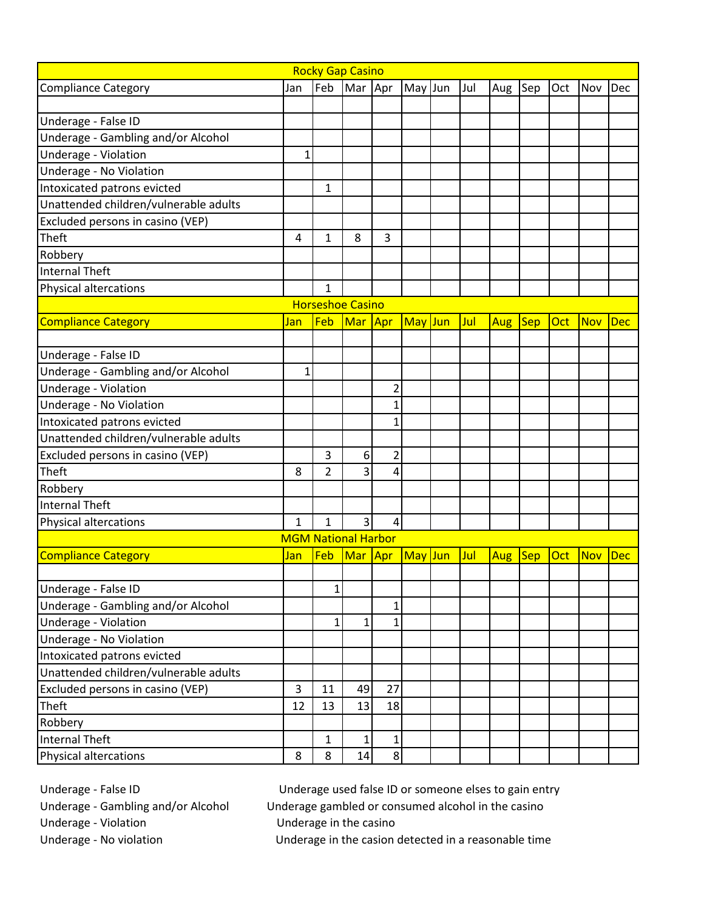| Rocky Gap Casino | | | | | | | | | | | | |
|---|---|---|---|---|---|---|---|---|---|---|---|---|
| Compliance Category | Jan | Feb | Mar | Apr | May | Jun | Jul | Aug | Sep | Oct | Nov | Dec |
| | | | | | | | | | | | | |
| Underage - False ID | | | | | | | | | | | | |
| Underage - Gambling and/or Alcohol | | | | | | | | | | | | |
| Underage - Violation | 1 | | | | | | | | | | | |
| Underage - No Violation | | | | | | | | | | | | |
| Intoxicated patrons evicted | | 1 | | | | | | | | | | |
| Unattended children/vulnerable adults | | | | | | | | | | | | |
| Excluded persons in casino (VEP) | | | | | | | | | | | | |
| Theft | 4 | 1 | 8 | 3 | | | | | | | | |
| Robbery | | | | | | | | | | | | |
| Internal Theft | | | | | | | | | | | | |
| Physical altercations | | 1 | | | | | | | | | | |
| **Horseshoe Casino** | | | | | | | | | | | | |
| Compliance Category | Jan | Feb | Mar | Apr | May | Jun | Jul | Aug | Sep | Oct | Nov | Dec |
| | | | | | | | | | | | | |
| Underage - False ID | | | | | | | | | | | | |
| Underage - Gambling and/or Alcohol | 1 | | | | | | | | | | | |
| Underage - Violation | | | | 2 | | | | | | | | |
| Underage - No Violation | | | | 1 | | | | | | | | |
| Intoxicated patrons evicted | | | | 1 | | | | | | | | |
| Unattended children/vulnerable adults | | | | | | | | | | | | |
| Excluded persons in casino (VEP) | | 3 | 6 | 2 | | | | | | | | |
| Theft | 8 | 2 | 3 | 4 | | | | | | | | |
| Robbery | | | | | | | | | | | | |
| Internal Theft | | | | | | | | | | | | |
| Physical altercations | 1 | 1 | 3 | 4 | | | | | | | | |
| **MGM National Harbor** | | | | | | | | | | | | |
| Compliance Category | Jan | Feb | Mar | Apr | May | Jun | Jul | Aug | Sep | Oct | Nov | Dec |
| | | | | | | | | | | | | |
| Underage - False ID | | 1 | | | | | | | | | | |
| Underage - Gambling and/or Alcohol | | | | 1 | | | | | | | | |
| Underage - Violation | | 1 | 1 | 1 | | | | | | | | |
| Underage - No Violation | | | | | | | | | | | | |
| Intoxicated patrons evicted | | | | | | | | | | | | |
| Unattended children/vulnerable adults | | | | | | | | | | | | |
| Excluded persons in casino (VEP) | 3 | 11 | 49 | 27 | | | | | | | | |
| Theft | 12 | 13 | 13 | 18 | | | | | | | | |
| Robbery | | | | | | | | | | | | |
| Internal Theft | | 1 | 1 | 1 | | | | | | | | |
| Physical altercations | 8 | 8 | 14 | 8 | | | | | | | | |

| | |
|---|---|
| Underage - False ID | Underage used false ID or someone elses to gain entry |
| Underage - Gambling and/or Alcohol | Underage gambled or consumed alcohol in the casino |
| Underage - Violation | Underage in the casino |
| Underage - No violation | Underage in the casion detected in a reasonable time |